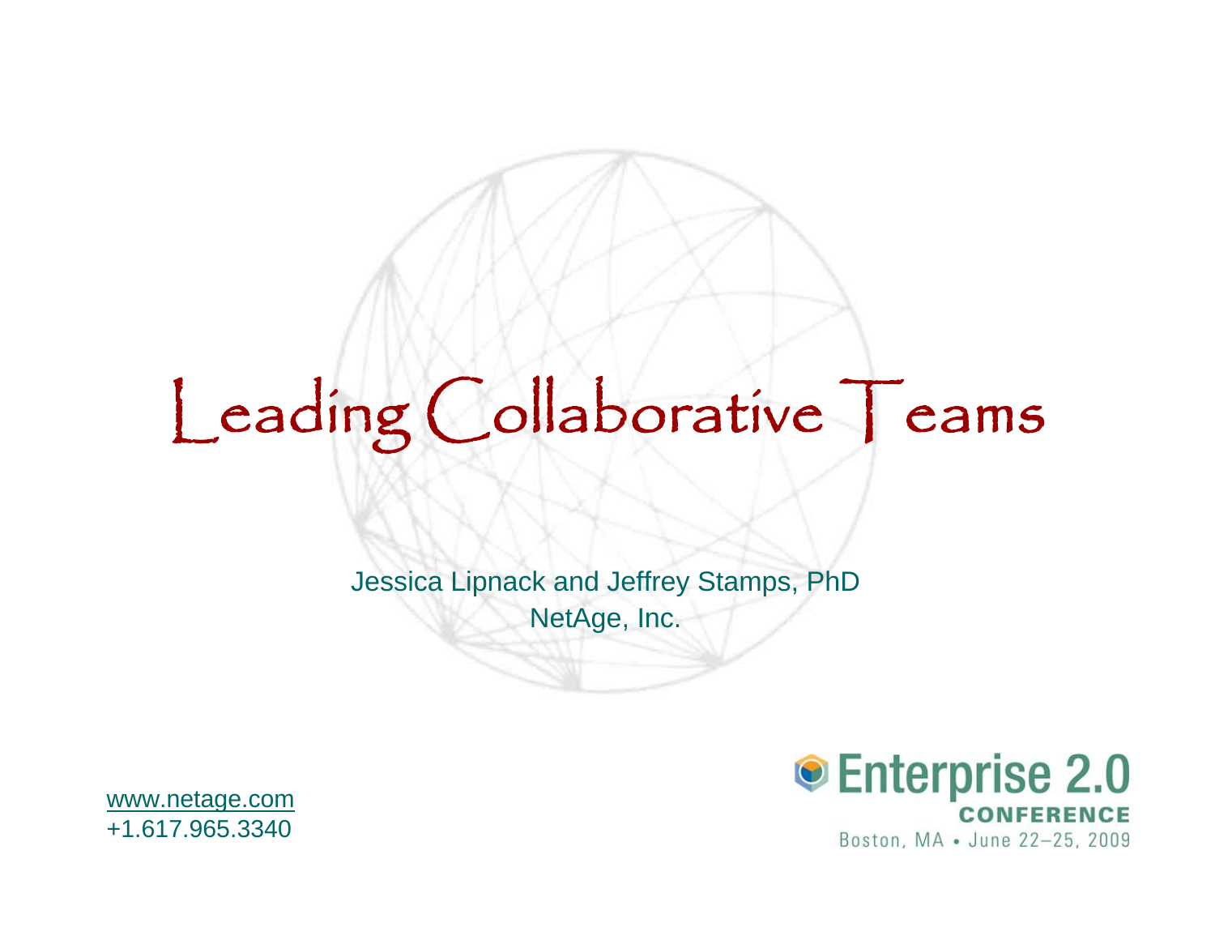# Leading Collaborative Teams

Jessica Lipnack and Jeffrey Stamps, PhD
NetAge, Inc.

www.netage.com
+1.617.965.3340

Enterprise 2.0
CONFERENCE
Boston, MA • June 22–25, 2009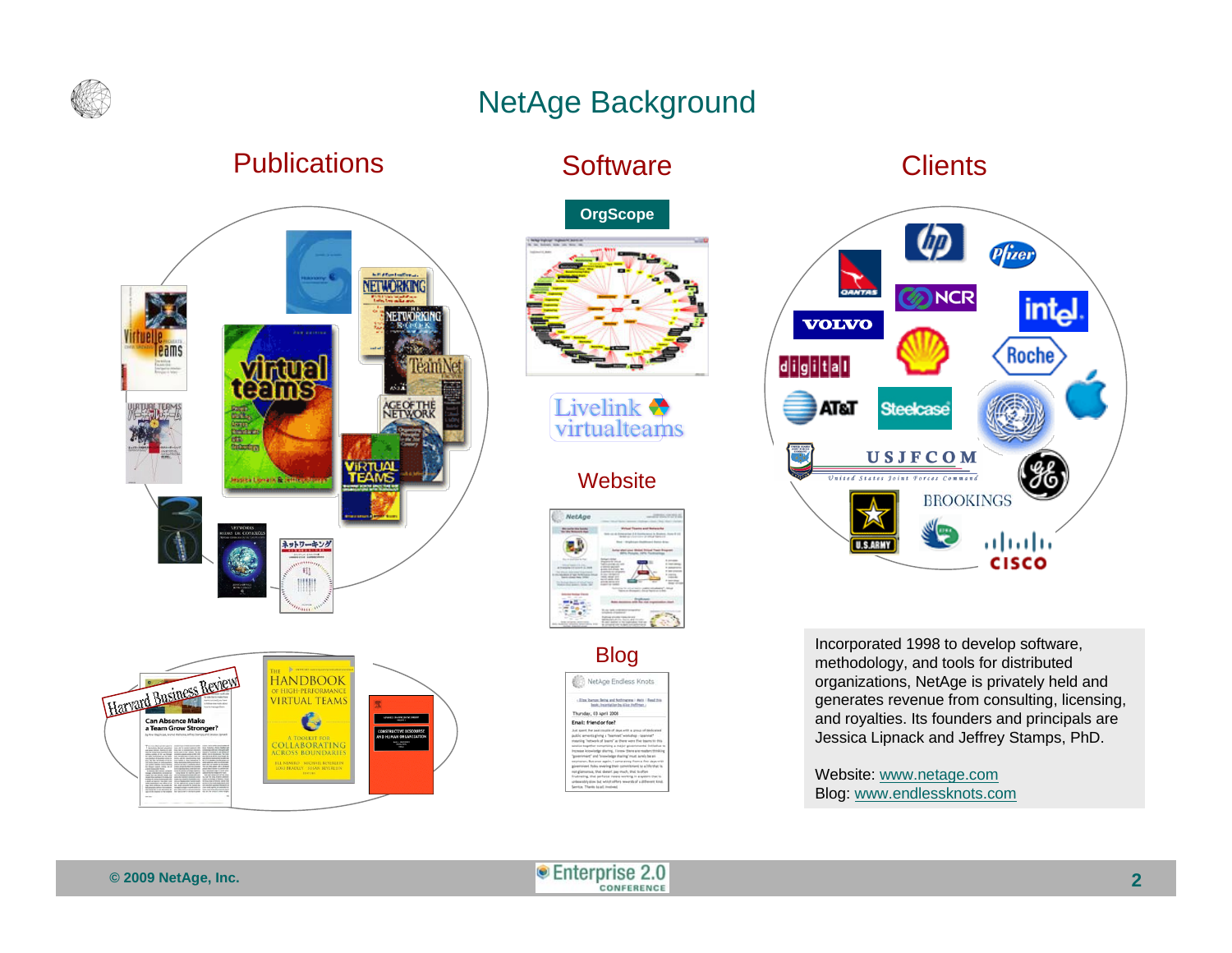# NetAge Background

## Publications

## Software

OrgScope

Livelink virtualteams

## Website

## Blog

## Clients

Incorporated 1998 to develop software, methodology, and tools for distributed organizations, NetAge is privately held and generates revenue from consulting, licensing, and royalties. Its founders and principals are Jessica Lipnack and Jeffrey Stamps, PhD.

Website: www.netage.com
Blog: www.endlessknots.com

© 2009 NetAge, Inc.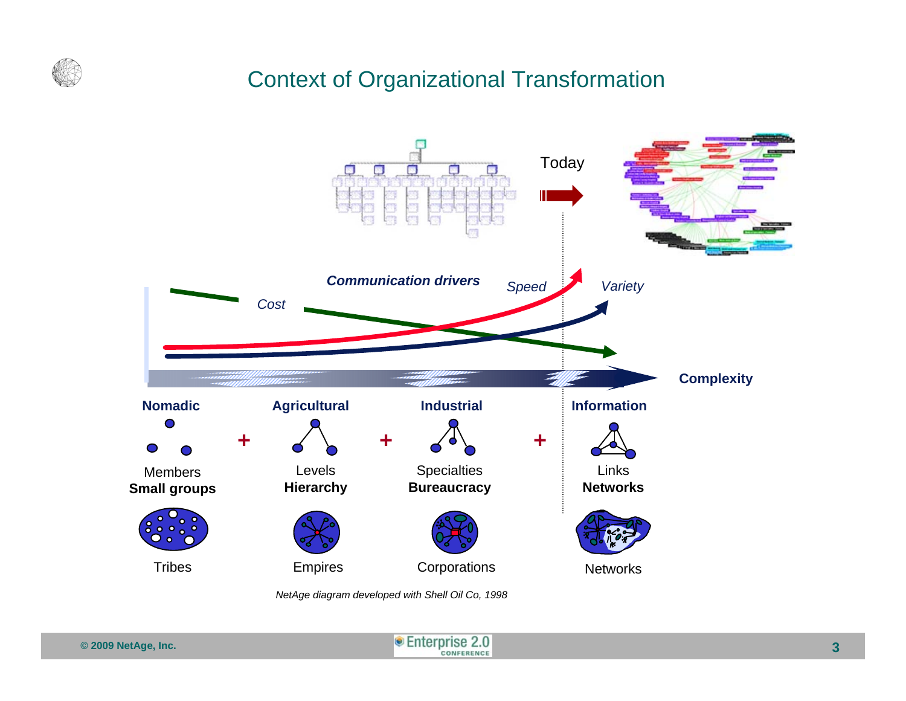# Context of Organizational Transformation

Today

*Communication drivers*

*Speed*

*Variety*

*Cost*

**Complexity**

| **Nomadic** | | **Agricultural** | | **Industrial** | | **Information** |
|---|---|---|---|---|---|---|
| Members | + | Levels | + | Specialties | + | Links |
| **Small groups** | | **Hierarchy** | | **Bureaucracy** | | **Networks** |
| Tribes | | Empires | | Corporations | | Networks |

*NetAge diagram developed with Shell Oil Co, 1998*

© 2009 NetAge, Inc.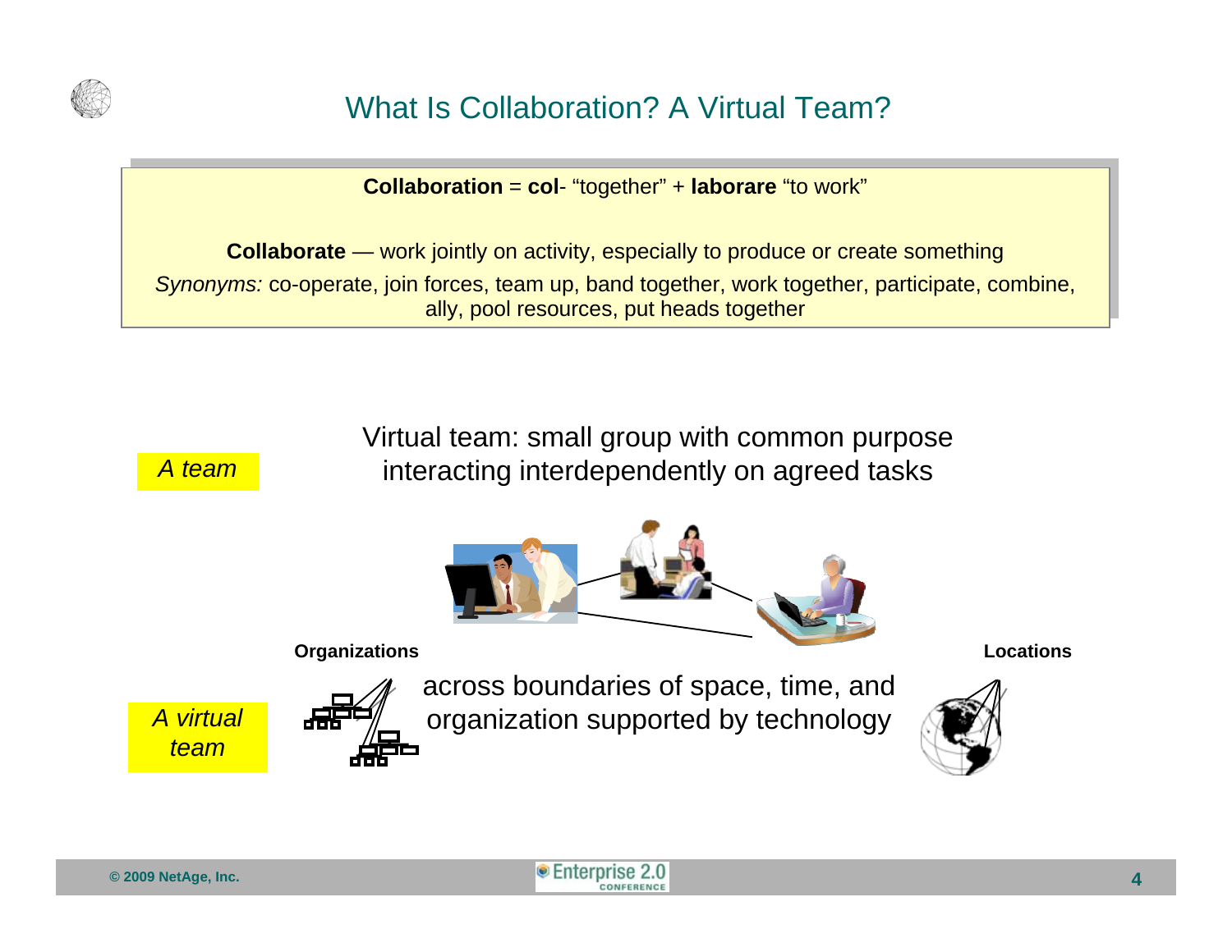# What Is Collaboration? A Virtual Team?

**Collaboration** = **col**- "together" + **laborare** "to work"

**Collaborate** — work jointly on activity, especially to produce or create something

*Synonyms:* co-operate, join forces, team up, band together, work together, participate, combine, ally, pool resources, put heads together

*A team*

Virtual team: small group with common purpose interacting interdependently on agreed tasks

**Organizations**

**Locations**

*A virtual team*

across boundaries of space, time, and organization supported by technology

© 2009 NetAge, Inc.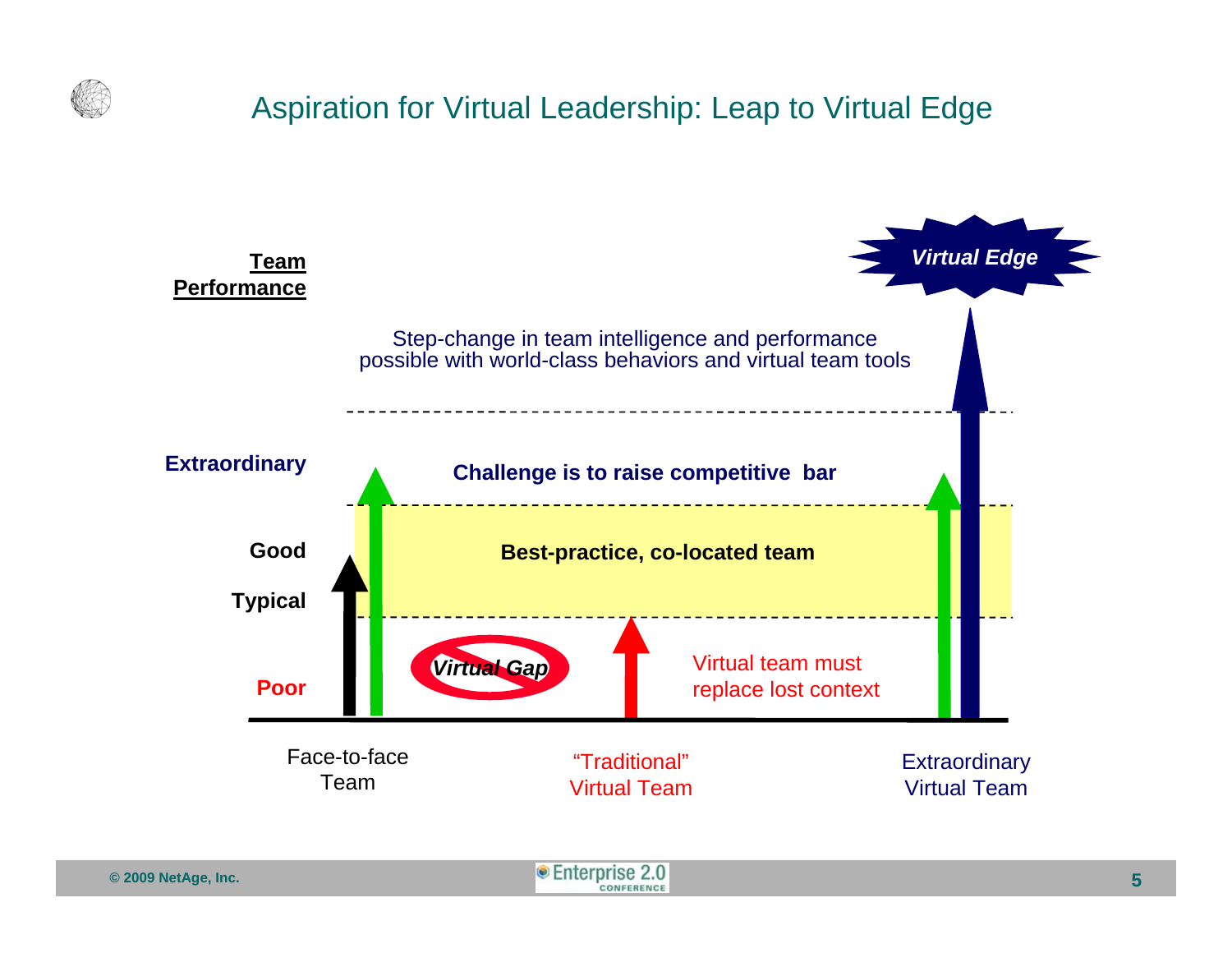# Aspiration for Virtual Leadership: Leap to Virtual Edge

**Team Performance**

*Virtual Edge*

Step-change in team intelligence and performance possible with world-class behaviors and virtual team tools

**Extraordinary**

**Challenge is to raise competitive bar**

**Good**

**Best-practice, co-located team**

**Typical**

*Virtual Gap*

Virtual team must replace lost context

**Poor**

Face-to-face Team

"Traditional" Virtual Team

Extraordinary Virtual Team

© 2009 NetAge, Inc.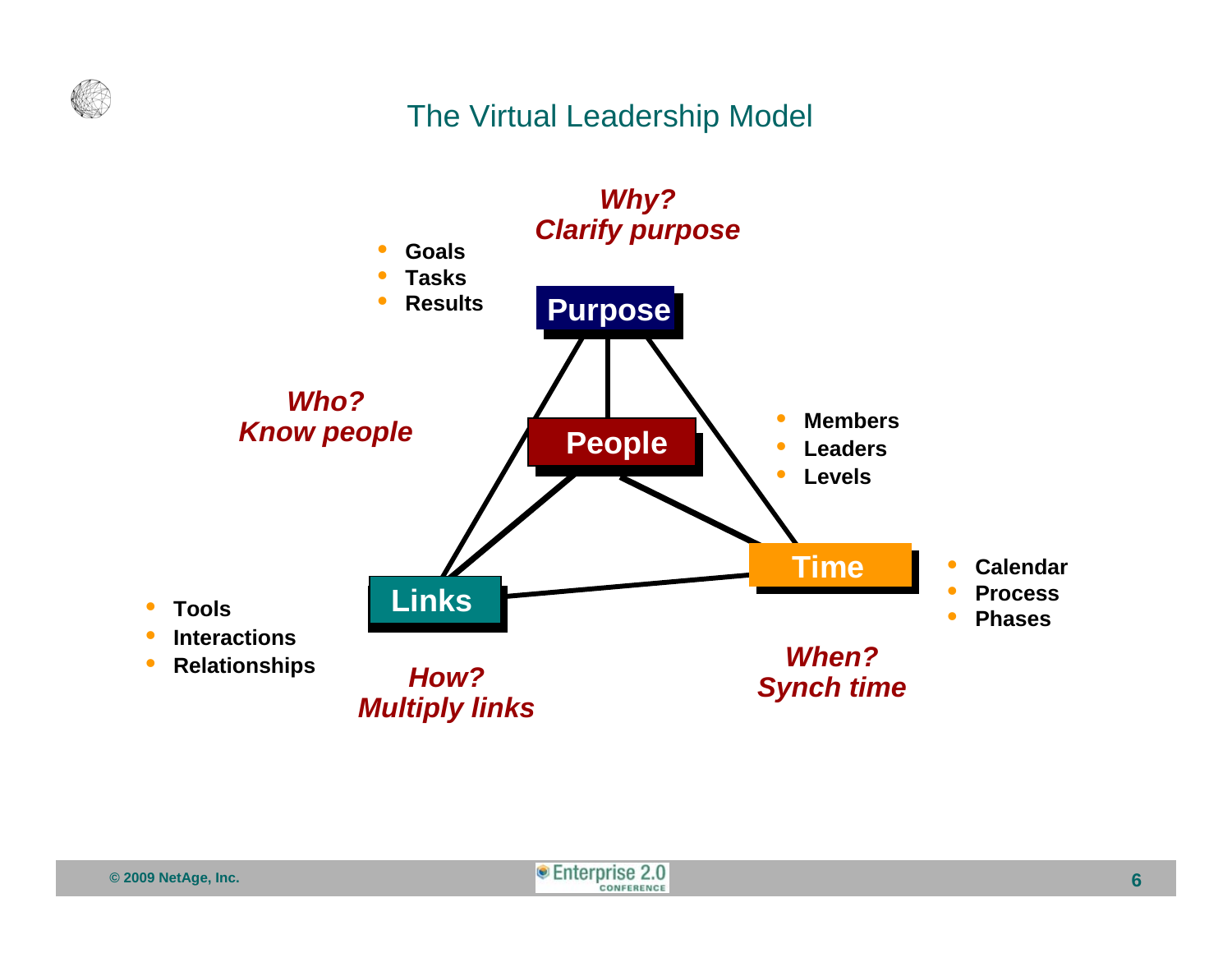# The Virtual Leadership Model

***Why?***
***Clarify purpose***

- **Goals**
- **Tasks**
- **Results**

**Purpose**

***Who?***
***Know people***

**People**

- **Members**
- **Leaders**
- **Levels**

**Time**

- **Calendar**
- **Process**
- **Phases**

**Links**

- **Tools**
- **Interactions**
- **Relationships**

***How?***
***Multiply links***

***When?***
***Synch time***

© 2009 NetAge, Inc.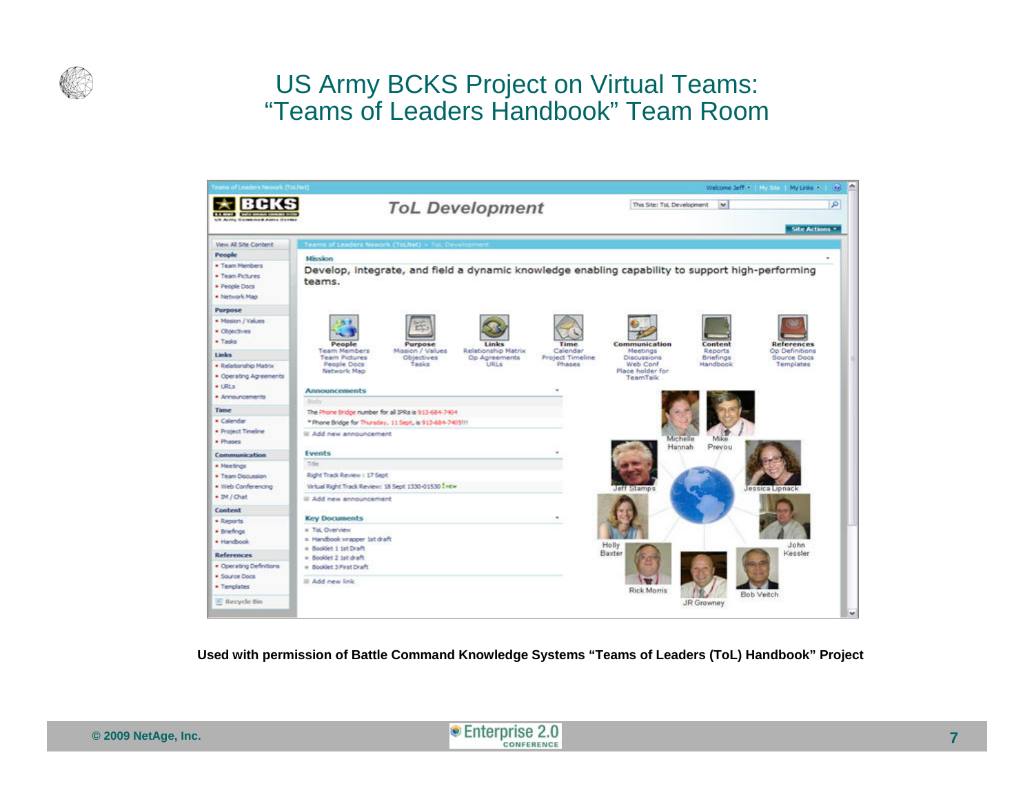# US Army BCKS Project on Virtual Teams: "Teams of Leaders Handbook" Team Room

Used with permission of Battle Command Knowledge Systems "Teams of Leaders (ToL) Handbook" Project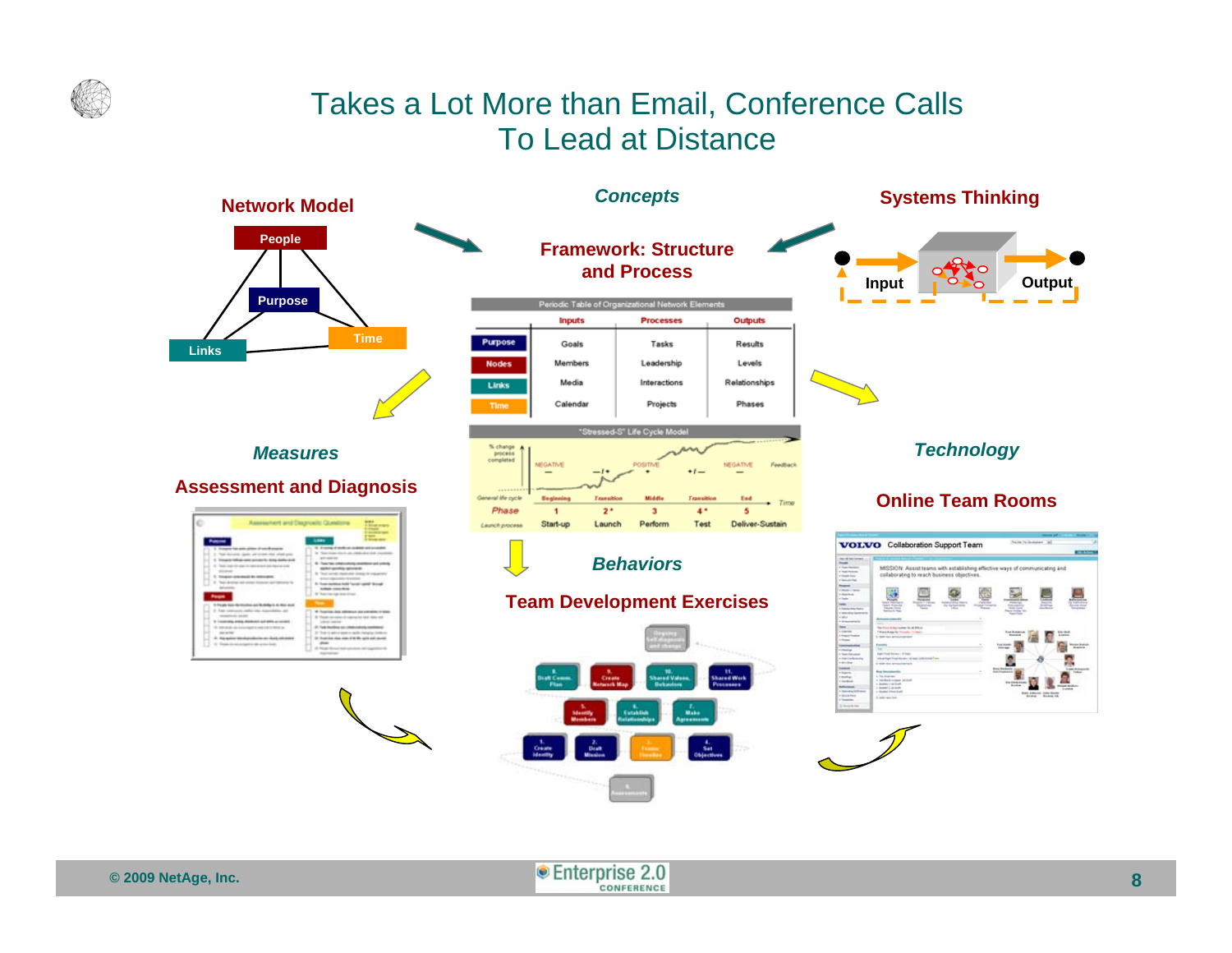# Takes a Lot More than Email, Conference Calls To Lead at Distance

## Network Model

People
Purpose
Links
Time

## *Concepts*

### Framework: Structure and Process

Periodic Table of Organizational Network Elements

| | Inputs | Processes | Outputs |
|---|---|---|---|
| Purpose | Goals | Tasks | Results |
| Nodes | Members | Leadership | Levels |
| Links | Media | Interactions | Relationships |
| Time | Calendar | Projects | Phases |

"Stressed-S" Life Cycle Model

| Phase | 1 | 2 * | 3 | 4 * | 5 |
|---|---|---|---|---|---|
| General life cycle | Beginning | Transition | Middle | Transition | End |
| Launch process | Start-up | Launch | Perform | Test | Deliver-Sustain |

## Systems Thinking

Input → Output

## *Measures*

### Assessment and Diagnosis

## *Behaviors*

### Team Development Exercises

1. Create Identity
2. Draft Mission
3. Frame Timeline
4. Set Objectives
5. Identify Members
6. Establish Relationships
7. Make Agreements
8. Draft Comm. Plan
9. Create Network Map
10. Create Shared Values, Behaviors
11. Shared Work Processes

## *Technology*

### Online Team Rooms

VOLVO Collaboration Support Team

© 2009 NetAge, Inc.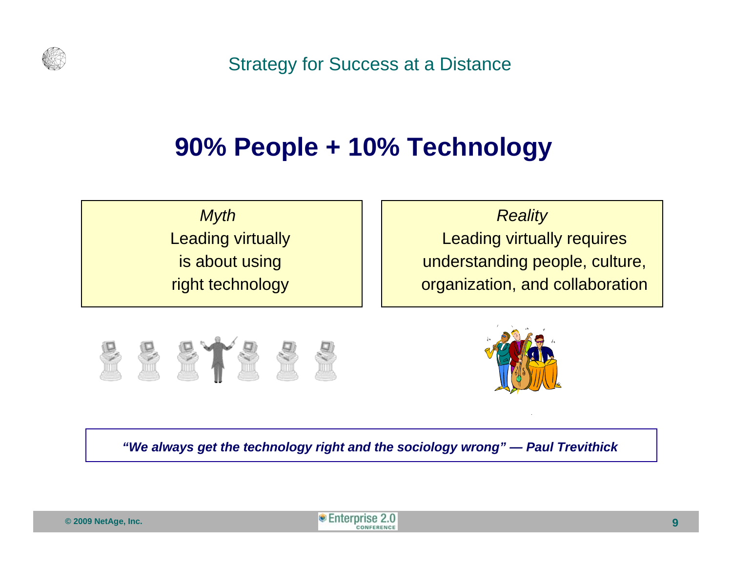## Strategy for Success at a Distance

# 90% People + 10% Technology

| *Myth* | *Reality* |
| --- | --- |
| Leading virtually is about using right technology | Leading virtually requires understanding people, culture, organization, and collaboration |

***"We always get the technology right and the sociology wrong" — Paul Trevithick***

© 2009 NetAge, Inc.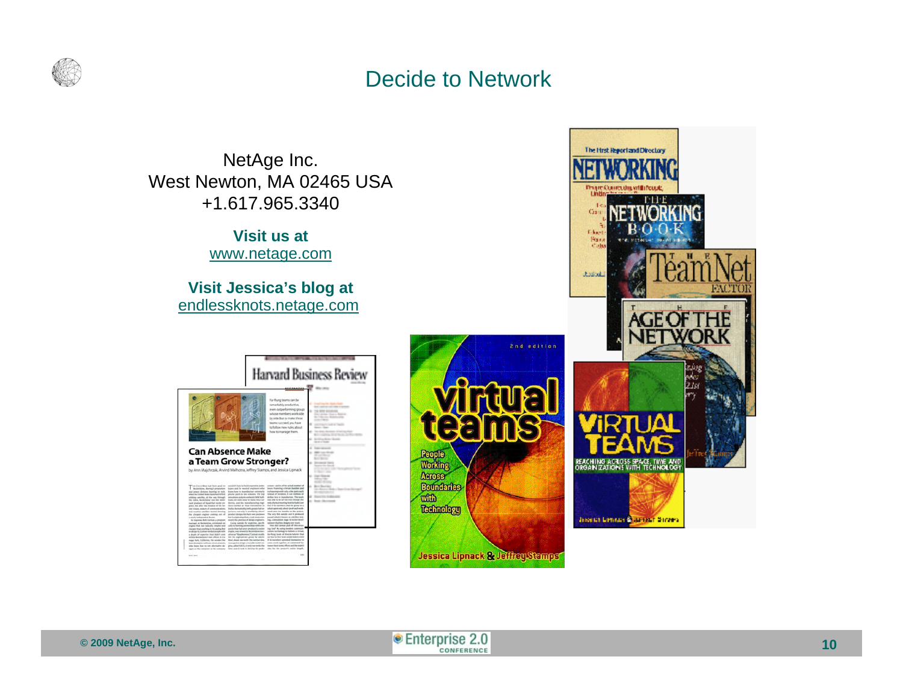# Decide to Network

NetAge Inc.
West Newton, MA 02465 USA
+1.617.965.3340

**Visit us at**
www.netage.com

**Visit Jessica's blog at**
endlessknots.netage.com